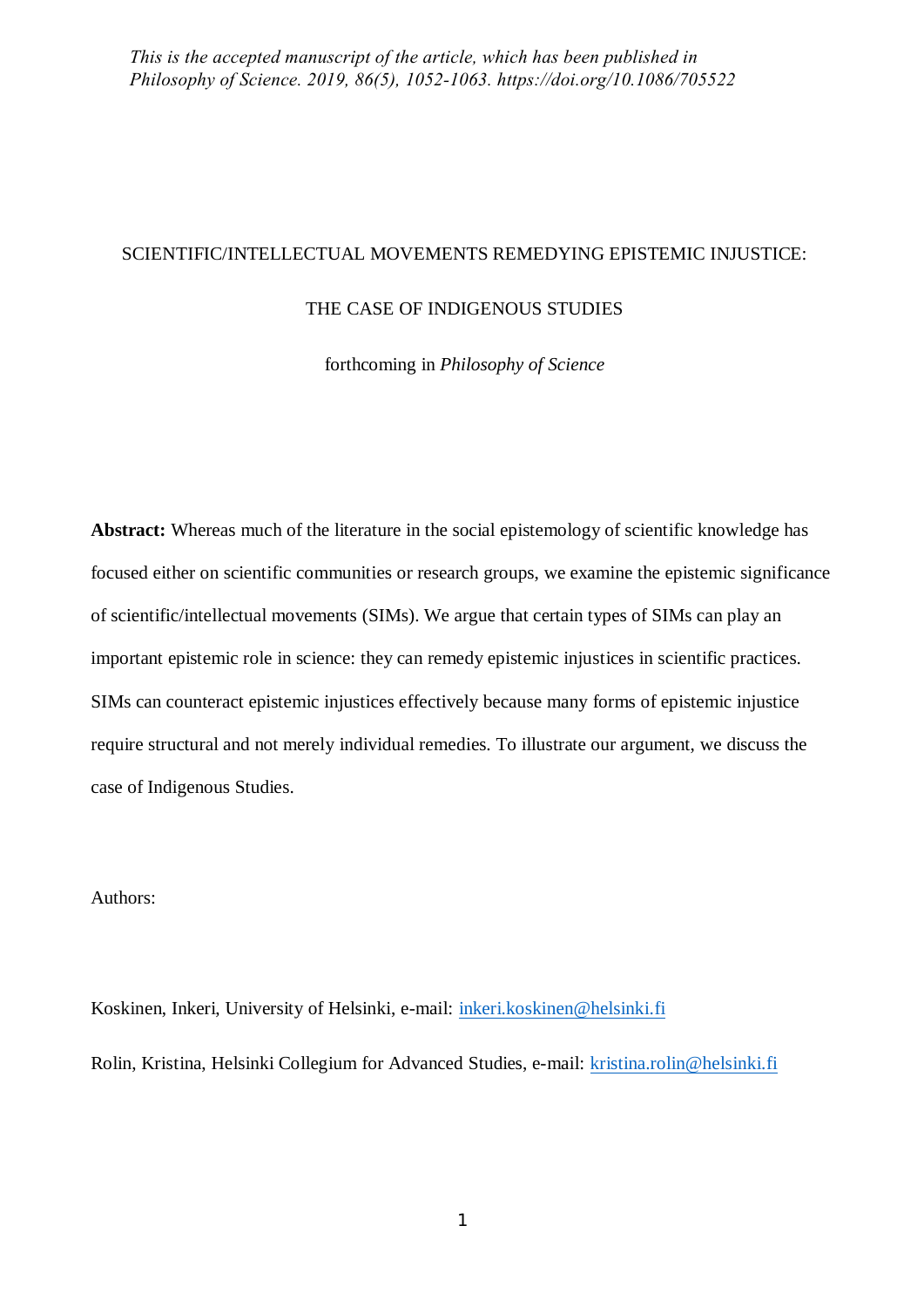*This is the accepted manuscript of the article, which has been published in Philosophy of Science. 2019, 86(5), 1052-1063. https://doi.org/10.1086/705522*

# SCIENTIFIC/INTELLECTUAL MOVEMENTS REMEDYING EPISTEMIC INJUSTICE: THE CASE OF INDIGENOUS STUDIES

forthcoming in *Philosophy of Science*

**Abstract:** Whereas much of the literature in the social epistemology of scientific knowledge has focused either on scientific communities or research groups, we examine the epistemic significance of scientific/intellectual movements (SIMs). We argue that certain types of SIMs can play an important epistemic role in science: they can remedy epistemic injustices in scientific practices. SIMs can counteract epistemic injustices effectively because many forms of epistemic injustice require structural and not merely individual remedies. To illustrate our argument, we discuss the case of Indigenous Studies.

Authors:

Koskinen, Inkeri, University of Helsinki, e-mail: inkeri.koskinen@helsinki.fi

Rolin, Kristina, Helsinki Collegium for Advanced Studies, e-mail: kristina.rolin@helsinki.fi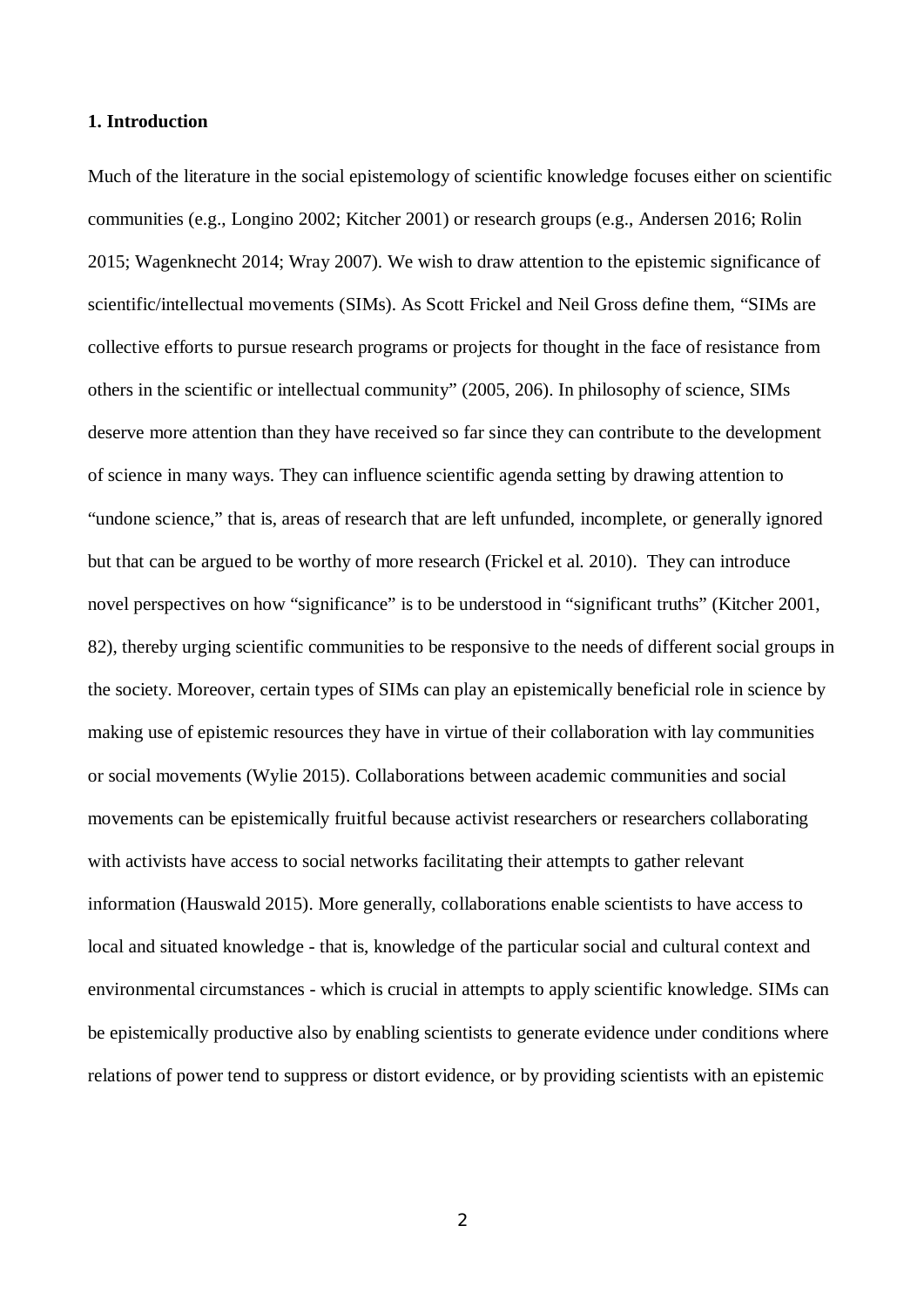## 1. Introduction

Much of the literature in the social epistemology of scientific knowledge focuses either on scientific communities (e.g., Longino 2002; Kitcher 2001) or research groups (e.g., Andersen 2016; Rolin 2015; Wagenknecht 2014; Wray 2007). We wish to draw attention to the epistemic significance of scientific/intellectual movements (SIMs). As Scott Frickel and Neil Gross define them, "SIMs are collective efforts to pursue research programs or projects for thought in the face of resistance from others in the scientific or intellectual community" (2005, 206). In philosophy of science, SIMs deserve more attention than they have received so far since they can contribute to the development of science in many ways. They can influence scientific agenda setting by drawing attention to "undone science," that is, areas of research that are left unfunded, incomplete, or generally ignored but that can be argued to be worthy of more research (Frickel et al. 2010). They can introduce novel perspectives on how "significance" is to be understood in "significant truths" (Kitcher 2001, 82), thereby urging scientific communities to be responsive to the needs of different social groups in the society. Moreover, certain types of SIMs can play an epistemically beneficial role in science by making use of epistemic resources they have in virtue of their collaboration with lay communities or social movements (Wylie 2015). Collaborations between academic communities and social movements can be epistemically fruitful because activist researchers or researchers collaborating with activists have access to social networks facilitating their attempts to gather relevant information (Hauswald 2015). More generally, collaborations enable scientists to have access to local and situated knowledge - that is, knowledge of the particular social and cultural context and environmental circumstances - which is crucial in attempts to apply scientific knowledge. SIMs can be epistemically productive also by enabling scientists to generate evidence under conditions where relations of power tend to suppress or distort evidence, or by providing scientists with an epistemic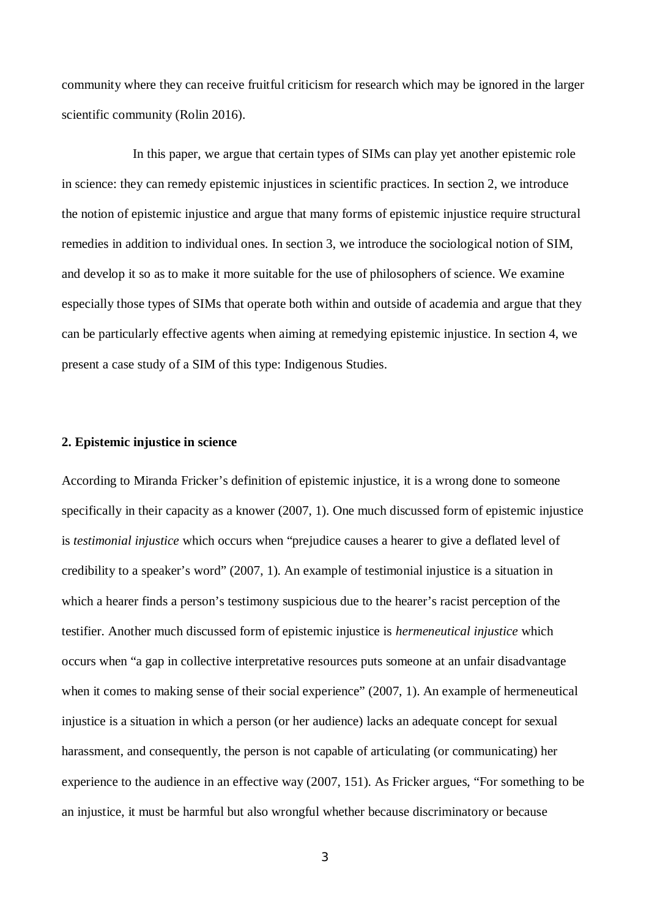community where they can receive fruitful criticism for research which may be ignored in the larger scientific community (Rolin 2016).

In this paper, we argue that certain types of SIMs can play yet another epistemic role in science: they can remedy epistemic injustices in scientific practices. In section 2, we introduce the notion of epistemic injustice and argue that many forms of epistemic injustice require structural remedies in addition to individual ones. In section 3, we introduce the sociological notion of SIM, and develop it so as to make it more suitable for the use of philosophers of science. We examine especially those types of SIMs that operate both within and outside of academia and argue that they can be particularly effective agents when aiming at remedying epistemic injustice. In section 4, we present a case study of a SIM of this type: Indigenous Studies.

## 2. Epistemic injustice in science

According to Miranda Fricker's definition of epistemic injustice, it is a wrong done to someone specifically in their capacity as a knower (2007, 1). One much discussed form of epistemic injustice is *testimonial injustice* which occurs when "prejudice causes a hearer to give a deflated level of credibility to a speaker's word" (2007, 1). An example of testimonial injustice is a situation in which a hearer finds a person's testimony suspicious due to the hearer's racist perception of the testifier. Another much discussed form of epistemic injustice is *hermeneutical injustice* which occurs when "a gap in collective interpretative resources puts someone at an unfair disadvantage when it comes to making sense of their social experience" (2007, 1). An example of hermeneutical injustice is a situation in which a person (or her audience) lacks an adequate concept for sexual harassment, and consequently, the person is not capable of articulating (or communicating) her experience to the audience in an effective way (2007, 151). As Fricker argues, "For something to be an injustice, it must be harmful but also wrongful whether because discriminatory or because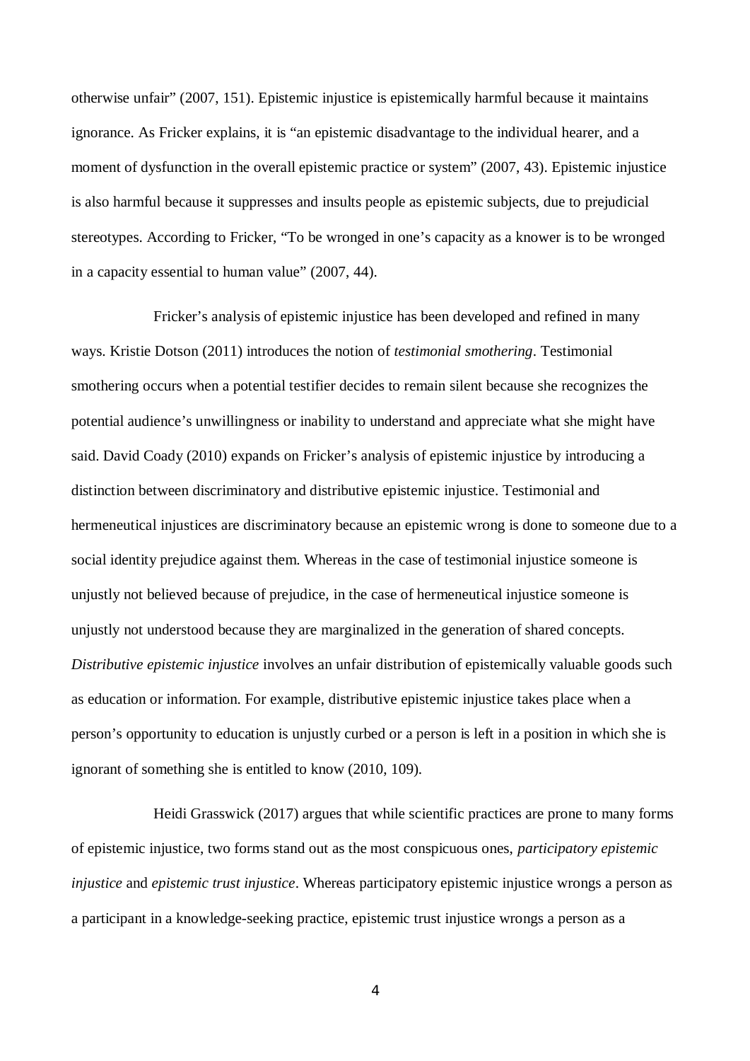otherwise unfair" (2007, 151). Epistemic injustice is epistemically harmful because it maintains ignorance. As Fricker explains, it is "an epistemic disadvantage to the individual hearer, and a moment of dysfunction in the overall epistemic practice or system" (2007, 43). Epistemic injustice is also harmful because it suppresses and insults people as epistemic subjects, due to prejudicial stereotypes. According to Fricker, "To be wronged in one's capacity as a knower is to be wronged in a capacity essential to human value" (2007, 44).

Fricker's analysis of epistemic injustice has been developed and refined in many ways. Kristie Dotson (2011) introduces the notion of *testimonial smothering*. Testimonial smothering occurs when a potential testifier decides to remain silent because she recognizes the potential audience's unwillingness or inability to understand and appreciate what she might have said. David Coady (2010) expands on Fricker's analysis of epistemic injustice by introducing a distinction between discriminatory and distributive epistemic injustice. Testimonial and hermeneutical injustices are discriminatory because an epistemic wrong is done to someone due to a social identity prejudice against them. Whereas in the case of testimonial injustice someone is unjustly not believed because of prejudice, in the case of hermeneutical injustice someone is unjustly not understood because they are marginalized in the generation of shared concepts. *Distributive epistemic injustice* involves an unfair distribution of epistemically valuable goods such as education or information. For example, distributive epistemic injustice takes place when a person's opportunity to education is unjustly curbed or a person is left in a position in which she is ignorant of something she is entitled to know (2010, 109).

Heidi Grasswick (2017) argues that while scientific practices are prone to many forms of epistemic injustice, two forms stand out as the most conspicuous ones, *participatory epistemic injustice* and *epistemic trust injustice*. Whereas participatory epistemic injustice wrongs a person as a participant in a knowledge-seeking practice, epistemic trust injustice wrongs a person as a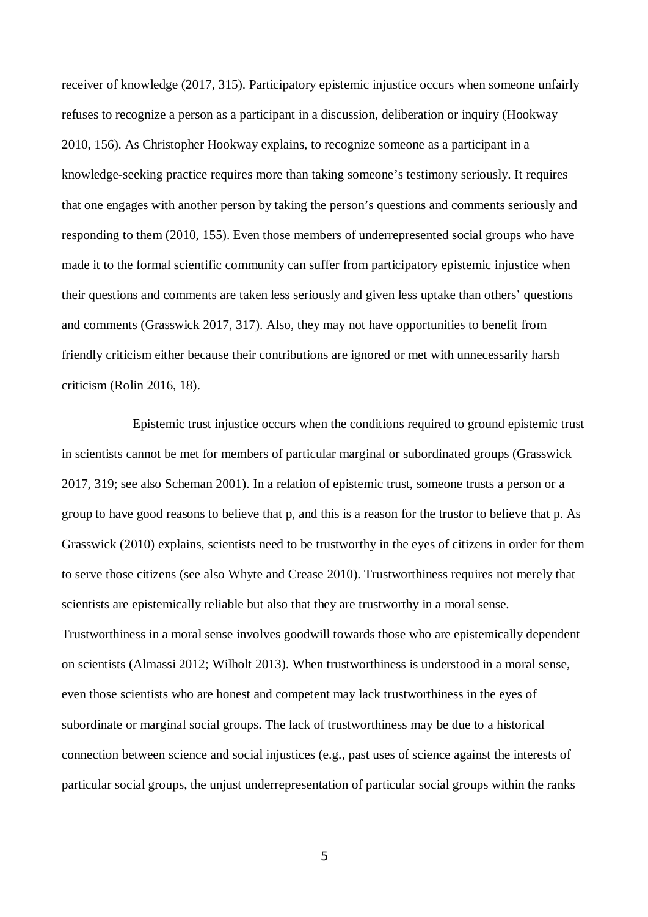receiver of knowledge (2017, 315). Participatory epistemic injustice occurs when someone unfairly refuses to recognize a person as a participant in a discussion, deliberation or inquiry (Hookway 2010, 156). As Christopher Hookway explains, to recognize someone as a participant in a knowledge-seeking practice requires more than taking someone's testimony seriously. It requires that one engages with another person by taking the person's questions and comments seriously and responding to them (2010, 155). Even those members of underrepresented social groups who have made it to the formal scientific community can suffer from participatory epistemic injustice when their questions and comments are taken less seriously and given less uptake than others' questions and comments (Grasswick 2017, 317). Also, they may not have opportunities to benefit from friendly criticism either because their contributions are ignored or met with unnecessarily harsh criticism (Rolin 2016, 18).

Epistemic trust injustice occurs when the conditions required to ground epistemic trust in scientists cannot be met for members of particular marginal or subordinated groups (Grasswick 2017, 319; see also Scheman 2001). In a relation of epistemic trust, someone trusts a person or a group to have good reasons to believe that p, and this is a reason for the trustor to believe that p. As Grasswick (2010) explains, scientists need to be trustworthy in the eyes of citizens in order for them to serve those citizens (see also Whyte and Crease 2010). Trustworthiness requires not merely that scientists are epistemically reliable but also that they are trustworthy in a moral sense. Trustworthiness in a moral sense involves goodwill towards those who are epistemically dependent on scientists (Almassi 2012; Wilholt 2013). When trustworthiness is understood in a moral sense, even those scientists who are honest and competent may lack trustworthiness in the eyes of subordinate or marginal social groups. The lack of trustworthiness may be due to a historical connection between science and social injustices (e.g., past uses of science against the interests of particular social groups, the unjust underrepresentation of particular social groups within the ranks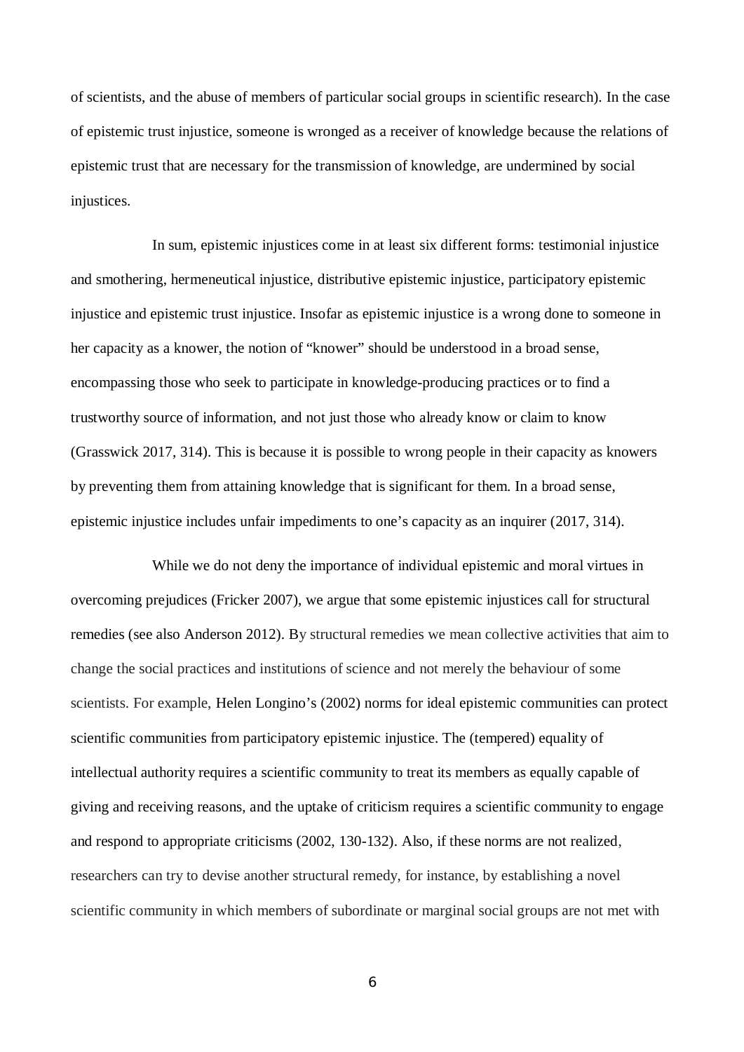of scientists, and the abuse of members of particular social groups in scientific research). In the case of epistemic trust injustice, someone is wronged as a receiver of knowledge because the relations of epistemic trust that are necessary for the transmission of knowledge, are undermined by social injustices.

In sum, epistemic injustices come in at least six different forms: testimonial injustice and smothering, hermeneutical injustice, distributive epistemic injustice, participatory epistemic injustice and epistemic trust injustice. Insofar as epistemic injustice is a wrong done to someone in her capacity as a knower, the notion of "knower" should be understood in a broad sense, encompassing those who seek to participate in knowledge-producing practices or to find a trustworthy source of information, and not just those who already know or claim to know (Grasswick 2017, 314). This is because it is possible to wrong people in their capacity as knowers by preventing them from attaining knowledge that is significant for them. In a broad sense, epistemic injustice includes unfair impediments to one's capacity as an inquirer (2017, 314).

While we do not deny the importance of individual epistemic and moral virtues in overcoming prejudices (Fricker 2007), we argue that some epistemic injustices call for structural remedies (see also Anderson 2012). By structural remedies we mean collective activities that aim to change the social practices and institutions of science and not merely the behaviour of some scientists. For example, Helen Longino's (2002) norms for ideal epistemic communities can protect scientific communities from participatory epistemic injustice. The (tempered) equality of intellectual authority requires a scientific community to treat its members as equally capable of giving and receiving reasons, and the uptake of criticism requires a scientific community to engage and respond to appropriate criticisms (2002, 130-132). Also, if these norms are not realized, researchers can try to devise another structural remedy, for instance, by establishing a novel scientific community in which members of subordinate or marginal social groups are not met with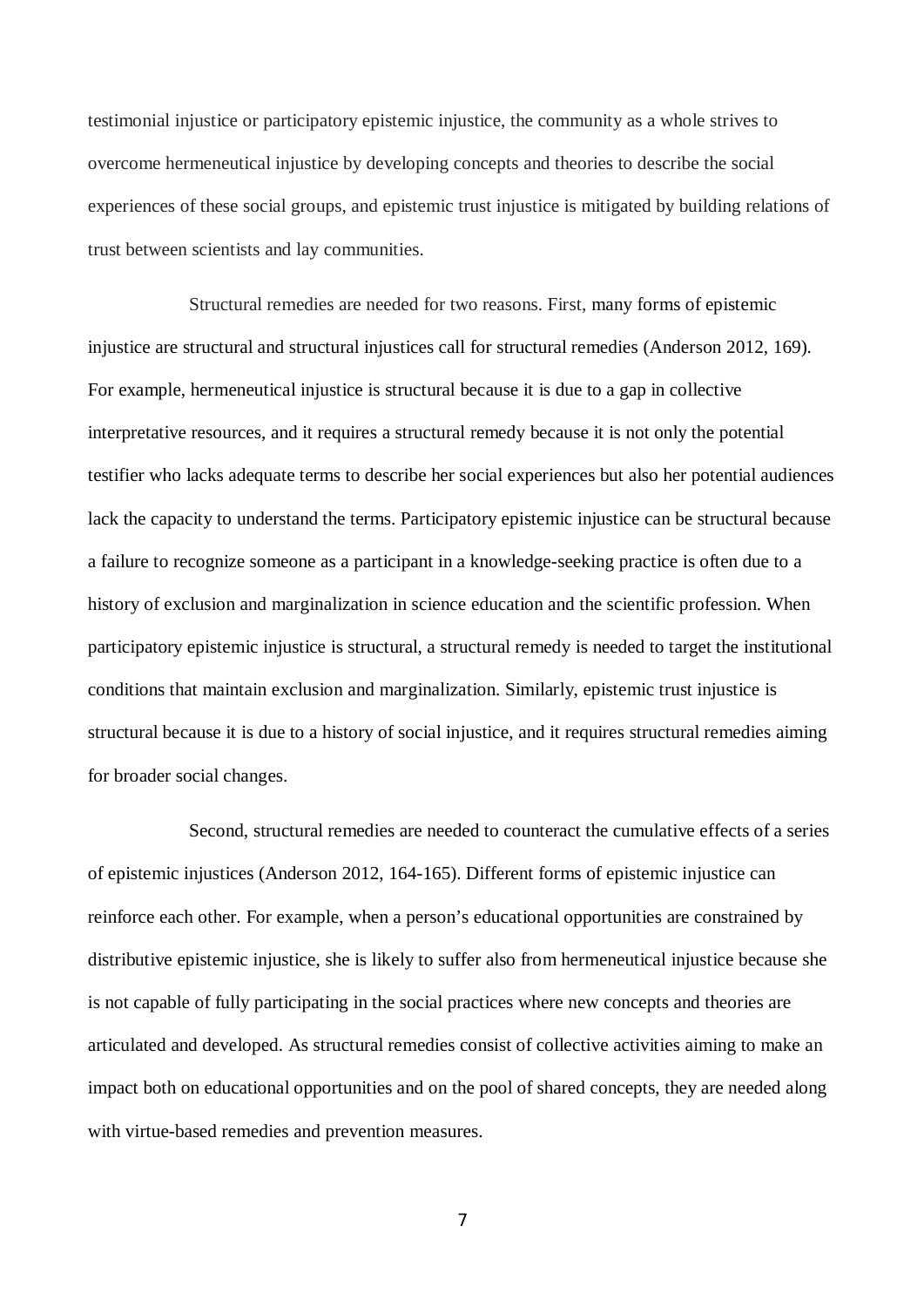testimonial injustice or participatory epistemic injustice, the community as a whole strives to overcome hermeneutical injustice by developing concepts and theories to describe the social experiences of these social groups, and epistemic trust injustice is mitigated by building relations of trust between scientists and lay communities.

Structural remedies are needed for two reasons. First, many forms of epistemic injustice are structural and structural injustices call for structural remedies (Anderson 2012, 169). For example, hermeneutical injustice is structural because it is due to a gap in collective interpretative resources, and it requires a structural remedy because it is not only the potential testifier who lacks adequate terms to describe her social experiences but also her potential audiences lack the capacity to understand the terms. Participatory epistemic injustice can be structural because a failure to recognize someone as a participant in a knowledge-seeking practice is often due to a history of exclusion and marginalization in science education and the scientific profession. When participatory epistemic injustice is structural, a structural remedy is needed to target the institutional conditions that maintain exclusion and marginalization. Similarly, epistemic trust injustice is structural because it is due to a history of social injustice, and it requires structural remedies aiming for broader social changes.

Second, structural remedies are needed to counteract the cumulative effects of a series of epistemic injustices (Anderson 2012, 164-165). Different forms of epistemic injustice can reinforce each other. For example, when a person's educational opportunities are constrained by distributive epistemic injustice, she is likely to suffer also from hermeneutical injustice because she is not capable of fully participating in the social practices where new concepts and theories are articulated and developed. As structural remedies consist of collective activities aiming to make an impact both on educational opportunities and on the pool of shared concepts, they are needed along with virtue-based remedies and prevention measures.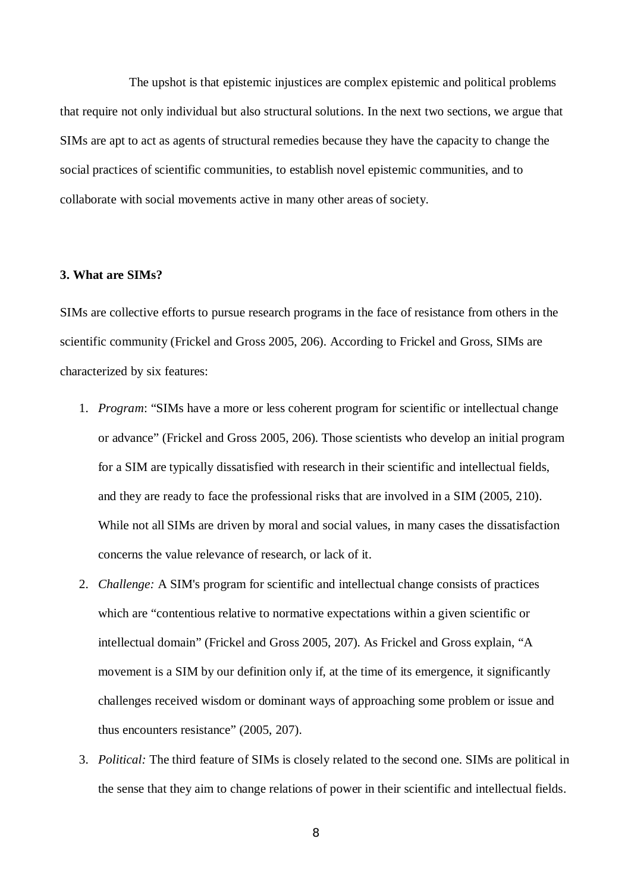The upshot is that epistemic injustices are complex epistemic and political problems that require not only individual but also structural solutions. In the next two sections, we argue that SIMs are apt to act as agents of structural remedies because they have the capacity to change the social practices of scientific communities, to establish novel epistemic communities, and to collaborate with social movements active in many other areas of society.

### 3. What are SIMs?

SIMs are collective efforts to pursue research programs in the face of resistance from others in the scientific community (Frickel and Gross 2005, 206). According to Frickel and Gross, SIMs are characterized by six features:

1. *Program*: "SIMs have a more or less coherent program for scientific or intellectual change or advance" (Frickel and Gross 2005, 206). Those scientists who develop an initial program for a SIM are typically dissatisfied with research in their scientific and intellectual fields, and they are ready to face the professional risks that are involved in a SIM (2005, 210). While not all SIMs are driven by moral and social values, in many cases the dissatisfaction concerns the value relevance of research, or lack of it.
2. *Challenge:* A SIM's program for scientific and intellectual change consists of practices which are "contentious relative to normative expectations within a given scientific or intellectual domain" (Frickel and Gross 2005, 207). As Frickel and Gross explain, "A movement is a SIM by our definition only if, at the time of its emergence, it significantly challenges received wisdom or dominant ways of approaching some problem or issue and thus encounters resistance" (2005, 207).
3. *Political:* The third feature of SIMs is closely related to the second one. SIMs are political in the sense that they aim to change relations of power in their scientific and intellectual fields.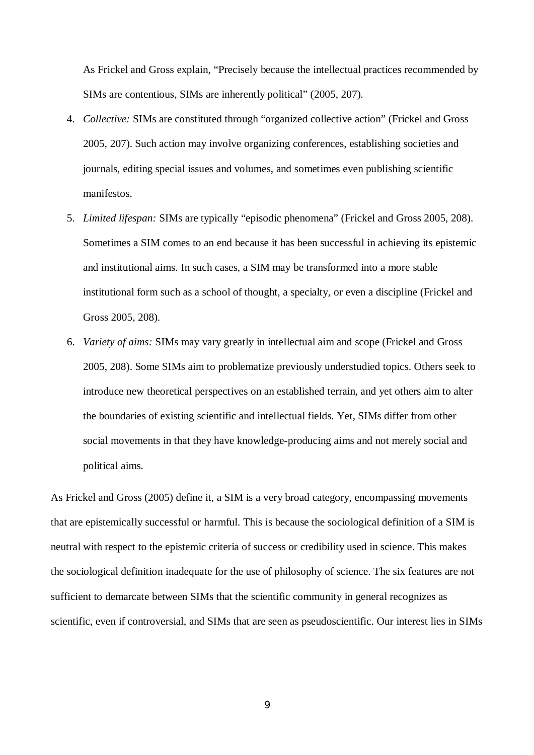As Frickel and Gross explain, “Precisely because the intellectual practices recommended by SIMs are contentious, SIMs are inherently political” (2005, 207).

4. *Collective:* SIMs are constituted through “organized collective action” (Frickel and Gross 2005, 207). Such action may involve organizing conferences, establishing societies and journals, editing special issues and volumes, and sometimes even publishing scientific manifestos.
5. *Limited lifespan:* SIMs are typically “episodic phenomena” (Frickel and Gross 2005, 208). Sometimes a SIM comes to an end because it has been successful in achieving its epistemic and institutional aims. In such cases, a SIM may be transformed into a more stable institutional form such as a school of thought, a specialty, or even a discipline (Frickel and Gross 2005, 208).
6. *Variety of aims:* SIMs may vary greatly in intellectual aim and scope (Frickel and Gross 2005, 208). Some SIMs aim to problematize previously understudied topics. Others seek to introduce new theoretical perspectives on an established terrain, and yet others aim to alter the boundaries of existing scientific and intellectual fields. Yet, SIMs differ from other social movements in that they have knowledge-producing aims and not merely social and political aims.

As Frickel and Gross (2005) define it, a SIM is a very broad category, encompassing movements that are epistemically successful or harmful. This is because the sociological definition of a SIM is neutral with respect to the epistemic criteria of success or credibility used in science. This makes the sociological definition inadequate for the use of philosophy of science. The six features are not sufficient to demarcate between SIMs that the scientific community in general recognizes as scientific, even if controversial, and SIMs that are seen as pseudoscientific. Our interest lies in SIMs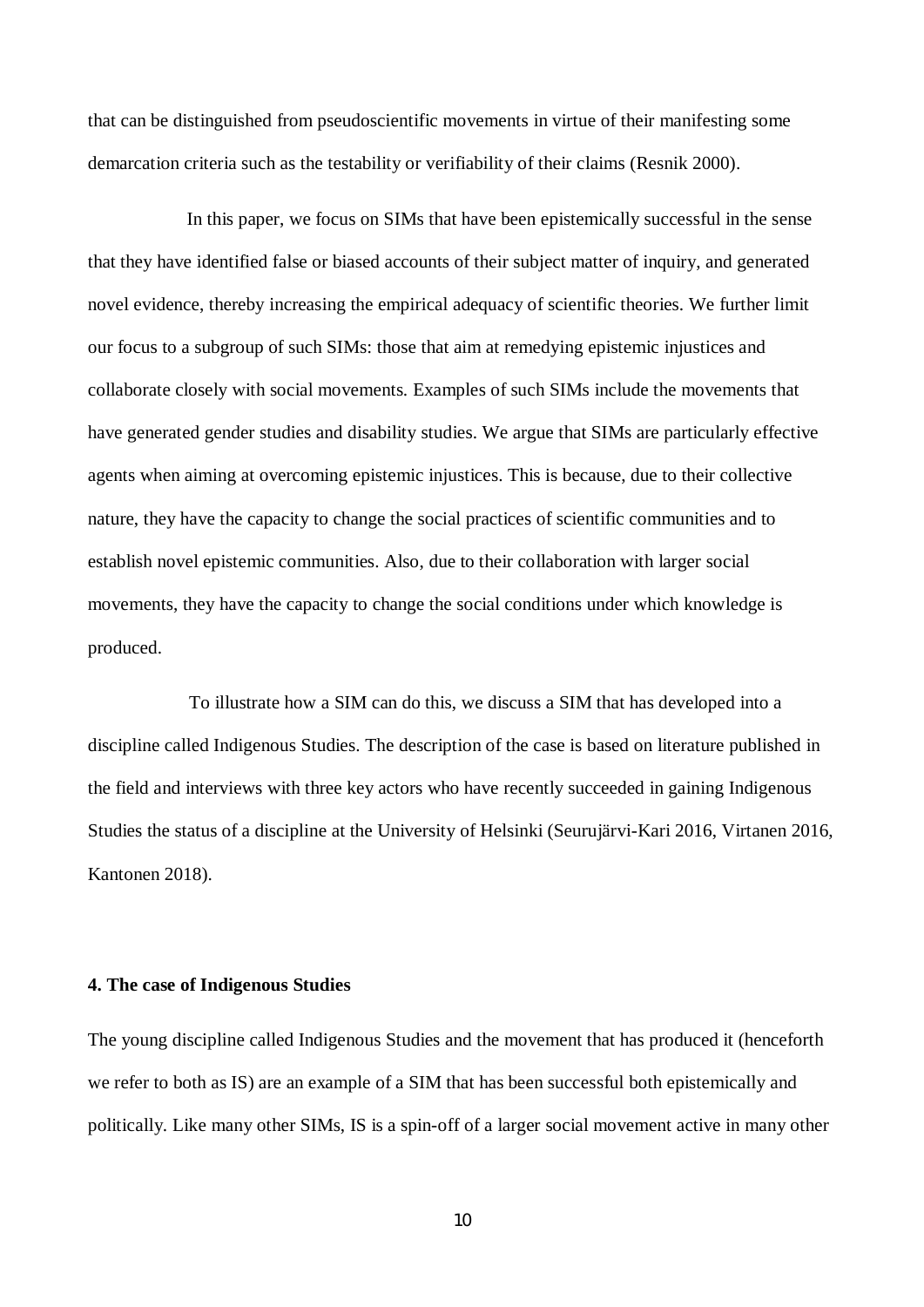that can be distinguished from pseudoscientific movements in virtue of their manifesting some demarcation criteria such as the testability or verifiability of their claims (Resnik 2000).

In this paper, we focus on SIMs that have been epistemically successful in the sense that they have identified false or biased accounts of their subject matter of inquiry, and generated novel evidence, thereby increasing the empirical adequacy of scientific theories. We further limit our focus to a subgroup of such SIMs: those that aim at remedying epistemic injustices and collaborate closely with social movements. Examples of such SIMs include the movements that have generated gender studies and disability studies. We argue that SIMs are particularly effective agents when aiming at overcoming epistemic injustices. This is because, due to their collective nature, they have the capacity to change the social practices of scientific communities and to establish novel epistemic communities. Also, due to their collaboration with larger social movements, they have the capacity to change the social conditions under which knowledge is produced.

To illustrate how a SIM can do this, we discuss a SIM that has developed into a discipline called Indigenous Studies. The description of the case is based on literature published in the field and interviews with three key actors who have recently succeeded in gaining Indigenous Studies the status of a discipline at the University of Helsinki (Seurujärvi-Kari 2016, Virtanen 2016, Kantonen 2018).

**4. The case of Indigenous Studies**

The young discipline called Indigenous Studies and the movement that has produced it (henceforth we refer to both as IS) are an example of a SIM that has been successful both epistemically and politically. Like many other SIMs, IS is a spin-off of a larger social movement active in many other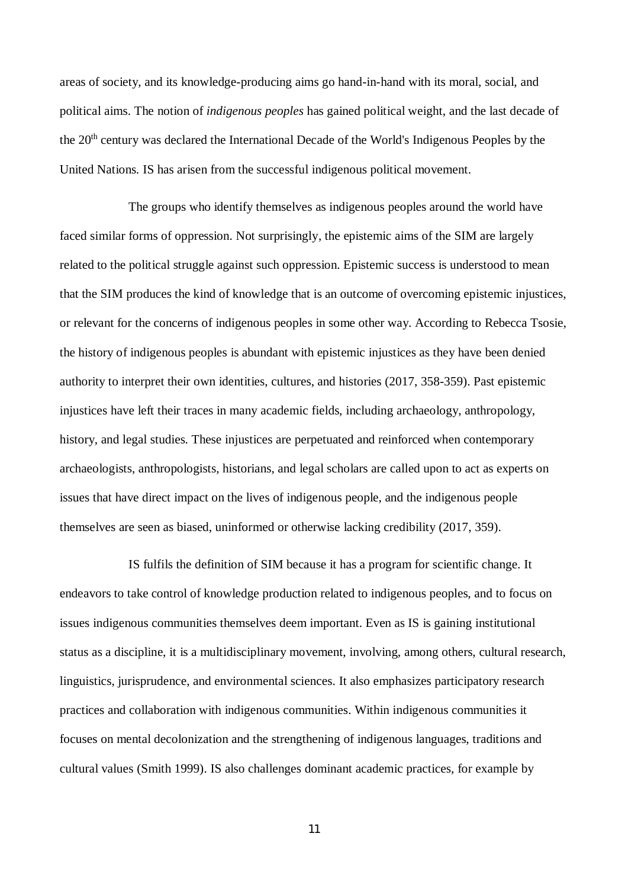areas of society, and its knowledge-producing aims go hand-in-hand with its moral, social, and political aims. The notion of *indigenous peoples* has gained political weight, and the last decade of the 20th century was declared the International Decade of the World's Indigenous Peoples by the United Nations. IS has arisen from the successful indigenous political movement.

The groups who identify themselves as indigenous peoples around the world have faced similar forms of oppression. Not surprisingly, the epistemic aims of the SIM are largely related to the political struggle against such oppression. Epistemic success is understood to mean that the SIM produces the kind of knowledge that is an outcome of overcoming epistemic injustices, or relevant for the concerns of indigenous peoples in some other way. According to Rebecca Tsosie, the history of indigenous peoples is abundant with epistemic injustices as they have been denied authority to interpret their own identities, cultures, and histories (2017, 358-359). Past epistemic injustices have left their traces in many academic fields, including archaeology, anthropology, history, and legal studies. These injustices are perpetuated and reinforced when contemporary archaeologists, anthropologists, historians, and legal scholars are called upon to act as experts on issues that have direct impact on the lives of indigenous people, and the indigenous people themselves are seen as biased, uninformed or otherwise lacking credibility (2017, 359).

IS fulfils the definition of SIM because it has a program for scientific change. It endeavors to take control of knowledge production related to indigenous peoples, and to focus on issues indigenous communities themselves deem important. Even as IS is gaining institutional status as a discipline, it is a multidisciplinary movement, involving, among others, cultural research, linguistics, jurisprudence, and environmental sciences. It also emphasizes participatory research practices and collaboration with indigenous communities. Within indigenous communities it focuses on mental decolonization and the strengthening of indigenous languages, traditions and cultural values (Smith 1999). IS also challenges dominant academic practices, for example by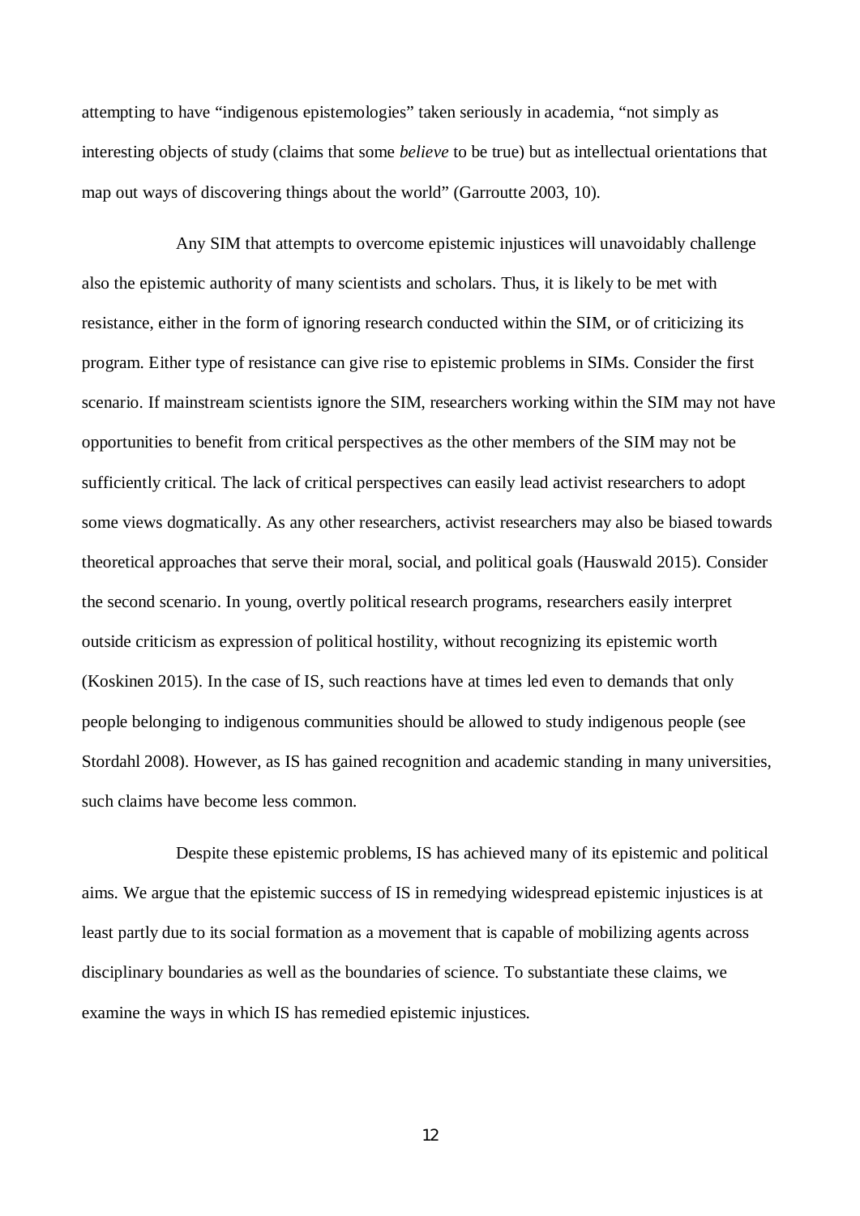attempting to have “indigenous epistemologies” taken seriously in academia, “not simply as interesting objects of study (claims that some *believe* to be true) but as intellectual orientations that map out ways of discovering things about the world” (Garroutte 2003, 10).

Any SIM that attempts to overcome epistemic injustices will unavoidably challenge also the epistemic authority of many scientists and scholars. Thus, it is likely to be met with resistance, either in the form of ignoring research conducted within the SIM, or of criticizing its program. Either type of resistance can give rise to epistemic problems in SIMs. Consider the first scenario. If mainstream scientists ignore the SIM, researchers working within the SIM may not have opportunities to benefit from critical perspectives as the other members of the SIM may not be sufficiently critical. The lack of critical perspectives can easily lead activist researchers to adopt some views dogmatically. As any other researchers, activist researchers may also be biased towards theoretical approaches that serve their moral, social, and political goals (Hauswald 2015). Consider the second scenario. In young, overtly political research programs, researchers easily interpret outside criticism as expression of political hostility, without recognizing its epistemic worth (Koskinen 2015). In the case of IS, such reactions have at times led even to demands that only people belonging to indigenous communities should be allowed to study indigenous people (see Stordahl 2008). However, as IS has gained recognition and academic standing in many universities, such claims have become less common.

Despite these epistemic problems, IS has achieved many of its epistemic and political aims. We argue that the epistemic success of IS in remedying widespread epistemic injustices is at least partly due to its social formation as a movement that is capable of mobilizing agents across disciplinary boundaries as well as the boundaries of science. To substantiate these claims, we examine the ways in which IS has remedied epistemic injustices.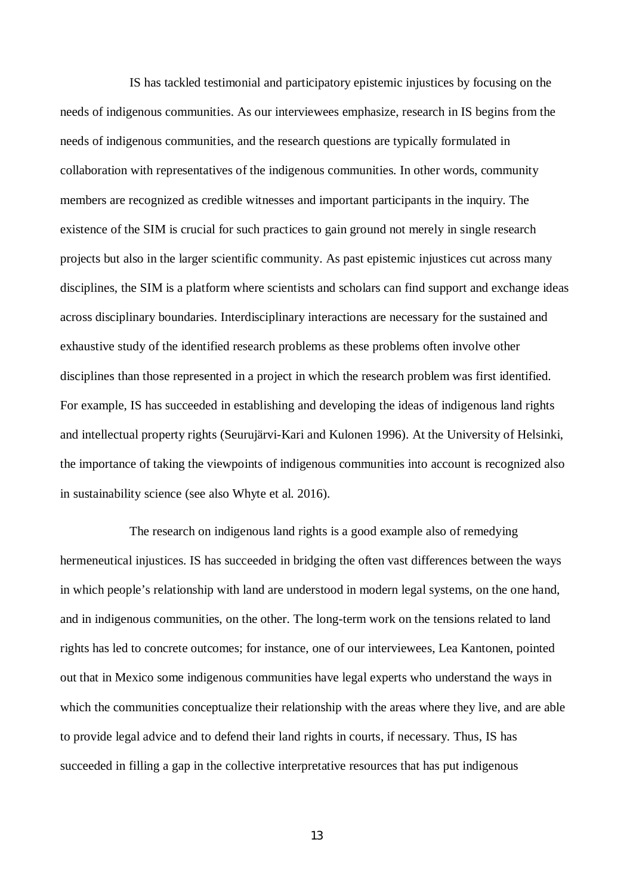IS has tackled testimonial and participatory epistemic injustices by focusing on the needs of indigenous communities. As our interviewees emphasize, research in IS begins from the needs of indigenous communities, and the research questions are typically formulated in collaboration with representatives of the indigenous communities. In other words, community members are recognized as credible witnesses and important participants in the inquiry. The existence of the SIM is crucial for such practices to gain ground not merely in single research projects but also in the larger scientific community. As past epistemic injustices cut across many disciplines, the SIM is a platform where scientists and scholars can find support and exchange ideas across disciplinary boundaries. Interdisciplinary interactions are necessary for the sustained and exhaustive study of the identified research problems as these problems often involve other disciplines than those represented in a project in which the research problem was first identified. For example, IS has succeeded in establishing and developing the ideas of indigenous land rights and intellectual property rights (Seurujärvi-Kari and Kulonen 1996). At the University of Helsinki, the importance of taking the viewpoints of indigenous communities into account is recognized also in sustainability science (see also Whyte et al. 2016).

The research on indigenous land rights is a good example also of remedying hermeneutical injustices. IS has succeeded in bridging the often vast differences between the ways in which people's relationship with land are understood in modern legal systems, on the one hand, and in indigenous communities, on the other. The long-term work on the tensions related to land rights has led to concrete outcomes; for instance, one of our interviewees, Lea Kantonen, pointed out that in Mexico some indigenous communities have legal experts who understand the ways in which the communities conceptualize their relationship with the areas where they live, and are able to provide legal advice and to defend their land rights in courts, if necessary. Thus, IS has succeeded in filling a gap in the collective interpretative resources that has put indigenous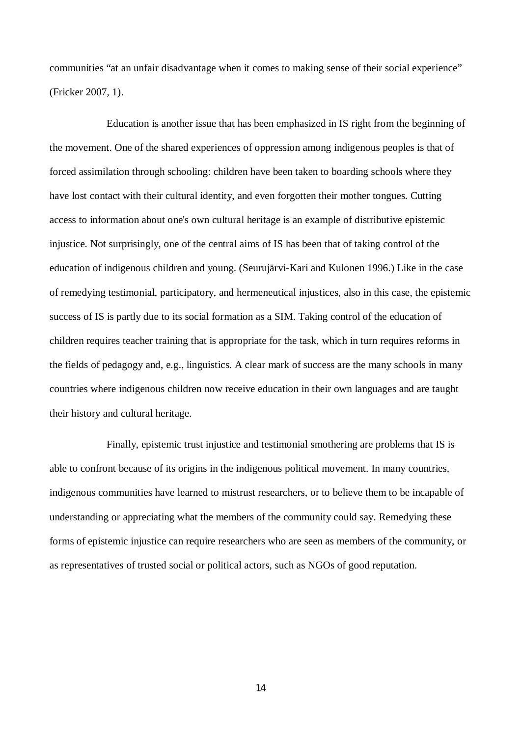communities “at an unfair disadvantage when it comes to making sense of their social experience” (Fricker 2007, 1).

Education is another issue that has been emphasized in IS right from the beginning of the movement. One of the shared experiences of oppression among indigenous peoples is that of forced assimilation through schooling: children have been taken to boarding schools where they have lost contact with their cultural identity, and even forgotten their mother tongues. Cutting access to information about one's own cultural heritage is an example of distributive epistemic injustice. Not surprisingly, one of the central aims of IS has been that of taking control of the education of indigenous children and young. (Seurujärvi-Kari and Kulonen 1996.) Like in the case of remedying testimonial, participatory, and hermeneutical injustices, also in this case, the epistemic success of IS is partly due to its social formation as a SIM. Taking control of the education of children requires teacher training that is appropriate for the task, which in turn requires reforms in the fields of pedagogy and, e.g., linguistics. A clear mark of success are the many schools in many countries where indigenous children now receive education in their own languages and are taught their history and cultural heritage.

Finally, epistemic trust injustice and testimonial smothering are problems that IS is able to confront because of its origins in the indigenous political movement. In many countries, indigenous communities have learned to mistrust researchers, or to believe them to be incapable of understanding or appreciating what the members of the community could say. Remedying these forms of epistemic injustice can require researchers who are seen as members of the community, or as representatives of trusted social or political actors, such as NGOs of good reputation.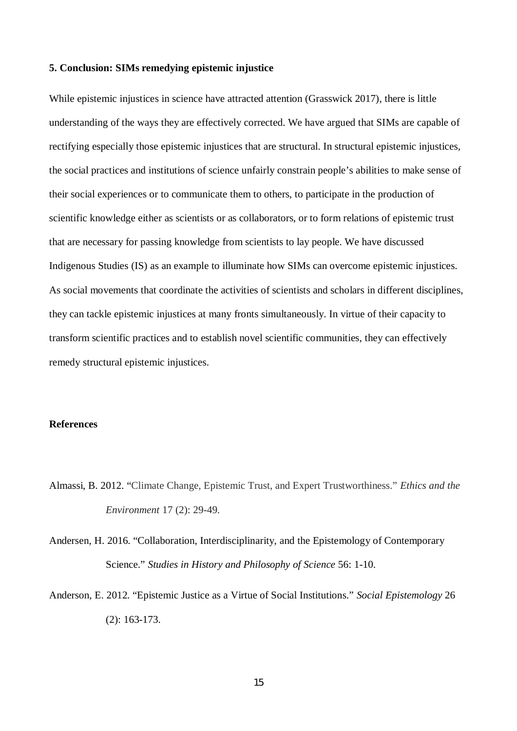## 5. Conclusion: SIMs remedying epistemic injustice

While epistemic injustices in science have attracted attention (Grasswick 2017), there is little understanding of the ways they are effectively corrected. We have argued that SIMs are capable of rectifying especially those epistemic injustices that are structural. In structural epistemic injustices, the social practices and institutions of science unfairly constrain people's abilities to make sense of their social experiences or to communicate them to others, to participate in the production of scientific knowledge either as scientists or as collaborators, or to form relations of epistemic trust that are necessary for passing knowledge from scientists to lay people. We have discussed Indigenous Studies (IS) as an example to illuminate how SIMs can overcome epistemic injustices. As social movements that coordinate the activities of scientists and scholars in different disciplines, they can tackle epistemic injustices at many fronts simultaneously. In virtue of their capacity to transform scientific practices and to establish novel scientific communities, they can effectively remedy structural epistemic injustices.

## References

Almassi, B. 2012. "Climate Change, Epistemic Trust, and Expert Trustworthiness." *Ethics and the Environment* 17 (2): 29-49.

Andersen, H. 2016. "Collaboration, Interdisciplinarity, and the Epistemology of Contemporary Science." *Studies in History and Philosophy of Science* 56: 1-10.

Anderson, E. 2012. "Epistemic Justice as a Virtue of Social Institutions." *Social Epistemology* 26 (2): 163-173.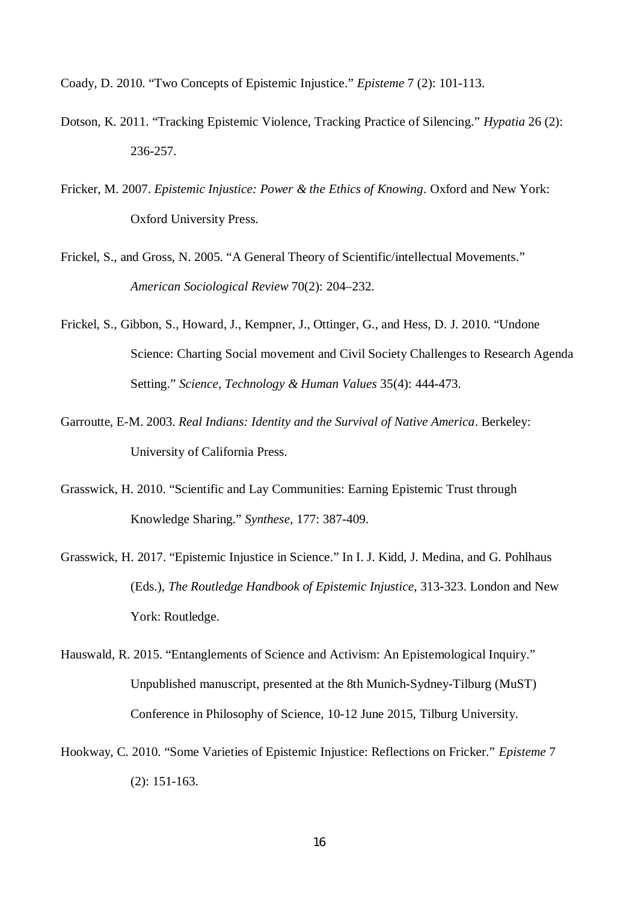Coady, D. 2010. "Two Concepts of Epistemic Injustice." *Episteme* 7 (2): 101-113.

Dotson, K. 2011. "Tracking Epistemic Violence, Tracking Practice of Silencing." *Hypatia* 26 (2): 236-257.

Fricker, M. 2007. *Epistemic Injustice: Power & the Ethics of Knowing*. Oxford and New York: Oxford University Press.

Frickel, S., and Gross, N. 2005. "A General Theory of Scientific/intellectual Movements." *American Sociological Review* 70(2): 204–232.

Frickel, S., Gibbon, S., Howard, J., Kempner, J., Ottinger, G., and Hess, D. J. 2010. "Undone Science: Charting Social movement and Civil Society Challenges to Research Agenda Setting." *Science, Technology & Human Values* 35(4): 444-473.

Garroutte, E-M. 2003. *Real Indians: Identity and the Survival of Native America*. Berkeley: University of California Press.

Grasswick, H. 2010. "Scientific and Lay Communities: Earning Epistemic Trust through Knowledge Sharing." *Synthese,* 177: 387-409.

Grasswick, H. 2017. "Epistemic Injustice in Science." In I. J. Kidd, J. Medina, and G. Pohlhaus (Eds.), *The Routledge Handbook of Epistemic Injustice*, 313-323. London and New York: Routledge.

Hauswald, R. 2015. "Entanglements of Science and Activism: An Epistemological Inquiry." Unpublished manuscript, presented at the 8th Munich-Sydney-Tilburg (MuST) Conference in Philosophy of Science, 10-12 June 2015, Tilburg University.

Hookway, C. 2010. "Some Varieties of Epistemic Injustice: Reflections on Fricker." *Episteme* 7 (2): 151-163.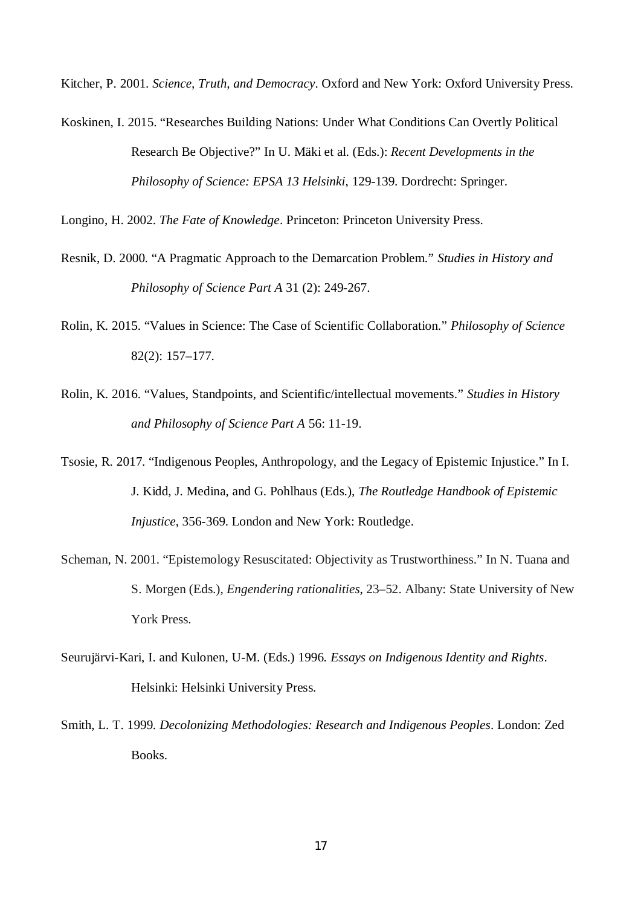Kitcher, P. 2001. *Science, Truth, and Democracy*. Oxford and New York: Oxford University Press.

Koskinen, I. 2015. "Researches Building Nations: Under What Conditions Can Overtly Political Research Be Objective?" In U. Mäki et al. (Eds.): *Recent Developments in the Philosophy of Science: EPSA 13 Helsinki*, 129-139. Dordrecht: Springer.

Longino, H. 2002. *The Fate of Knowledge*. Princeton: Princeton University Press.

Resnik, D. 2000. "A Pragmatic Approach to the Demarcation Problem." *Studies in History and Philosophy of Science Part A* 31 (2): 249-267.

Rolin, K. 2015. "Values in Science: The Case of Scientific Collaboration." *Philosophy of Science* 82(2): 157–177.

Rolin, K. 2016. "Values, Standpoints, and Scientific/intellectual movements." *Studies in History and Philosophy of Science Part A* 56: 11-19.

Tsosie, R. 2017. "Indigenous Peoples, Anthropology, and the Legacy of Epistemic Injustice." In I. J. Kidd, J. Medina, and G. Pohlhaus (Eds.), *The Routledge Handbook of Epistemic Injustice*, 356-369. London and New York: Routledge.

Scheman, N. 2001. "Epistemology Resuscitated: Objectivity as Trustworthiness." In N. Tuana and S. Morgen (Eds.), *Engendering rationalities*, 23–52. Albany: State University of New York Press.

Seurujärvi-Kari, I. and Kulonen, U-M. (Eds.) 1996. *Essays on Indigenous Identity and Rights*. Helsinki: Helsinki University Press.

Smith, L. T. 1999. *Decolonizing Methodologies: Research and Indigenous Peoples*. London: Zed Books.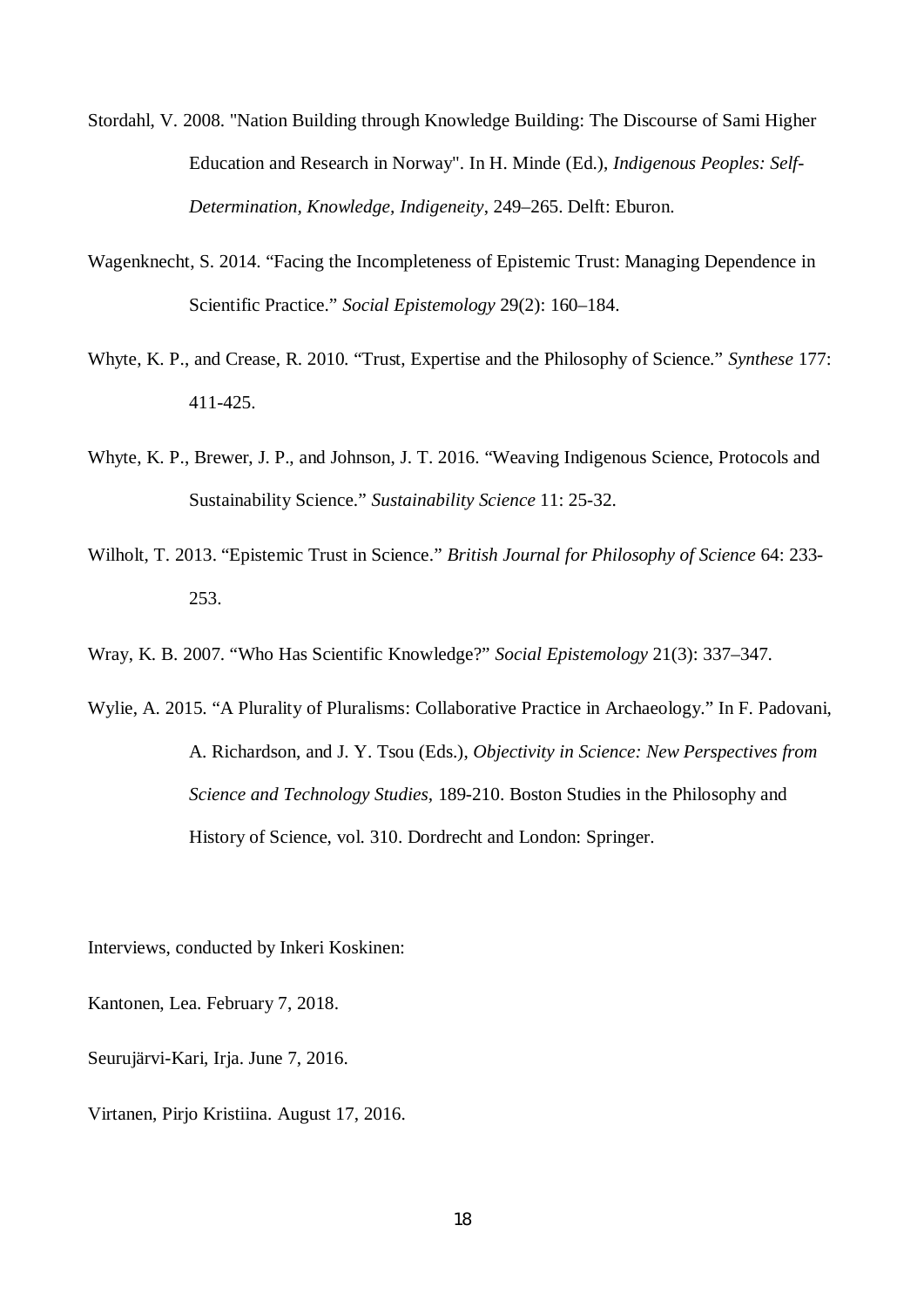Stordahl, V. 2008. "Nation Building through Knowledge Building: The Discourse of Sami Higher Education and Research in Norway". In H. Minde (Ed.), *Indigenous Peoples: Self-Determination, Knowledge, Indigeneity*, 249–265. Delft: Eburon.

Wagenknecht, S. 2014. “Facing the Incompleteness of Epistemic Trust: Managing Dependence in Scientific Practice.” *Social Epistemology* 29(2): 160–184.

Whyte, K. P., and Crease, R. 2010. “Trust, Expertise and the Philosophy of Science.” *Synthese* 177: 411-425.

Whyte, K. P., Brewer, J. P., and Johnson, J. T. 2016. “Weaving Indigenous Science, Protocols and Sustainability Science.” *Sustainability Science* 11: 25-32.

Wilholt, T. 2013. “Epistemic Trust in Science.” *British Journal for Philosophy of Science* 64: 233-253.

Wray, K. B. 2007. “Who Has Scientific Knowledge?” *Social Epistemology* 21(3): 337–347.

Wylie, A. 2015. “A Plurality of Pluralisms: Collaborative Practice in Archaeology.” In F. Padovani, A. Richardson, and J. Y. Tsou (Eds.), *Objectivity in Science: New Perspectives from Science and Technology Studies*, 189-210. Boston Studies in the Philosophy and History of Science, vol. 310. Dordrecht and London: Springer.

Interviews, conducted by Inkeri Koskinen:

Kantonen, Lea. February 7, 2018.

Seurujärvi-Kari, Irja. June 7, 2016.

Virtanen, Pirjo Kristiina. August 17, 2016.